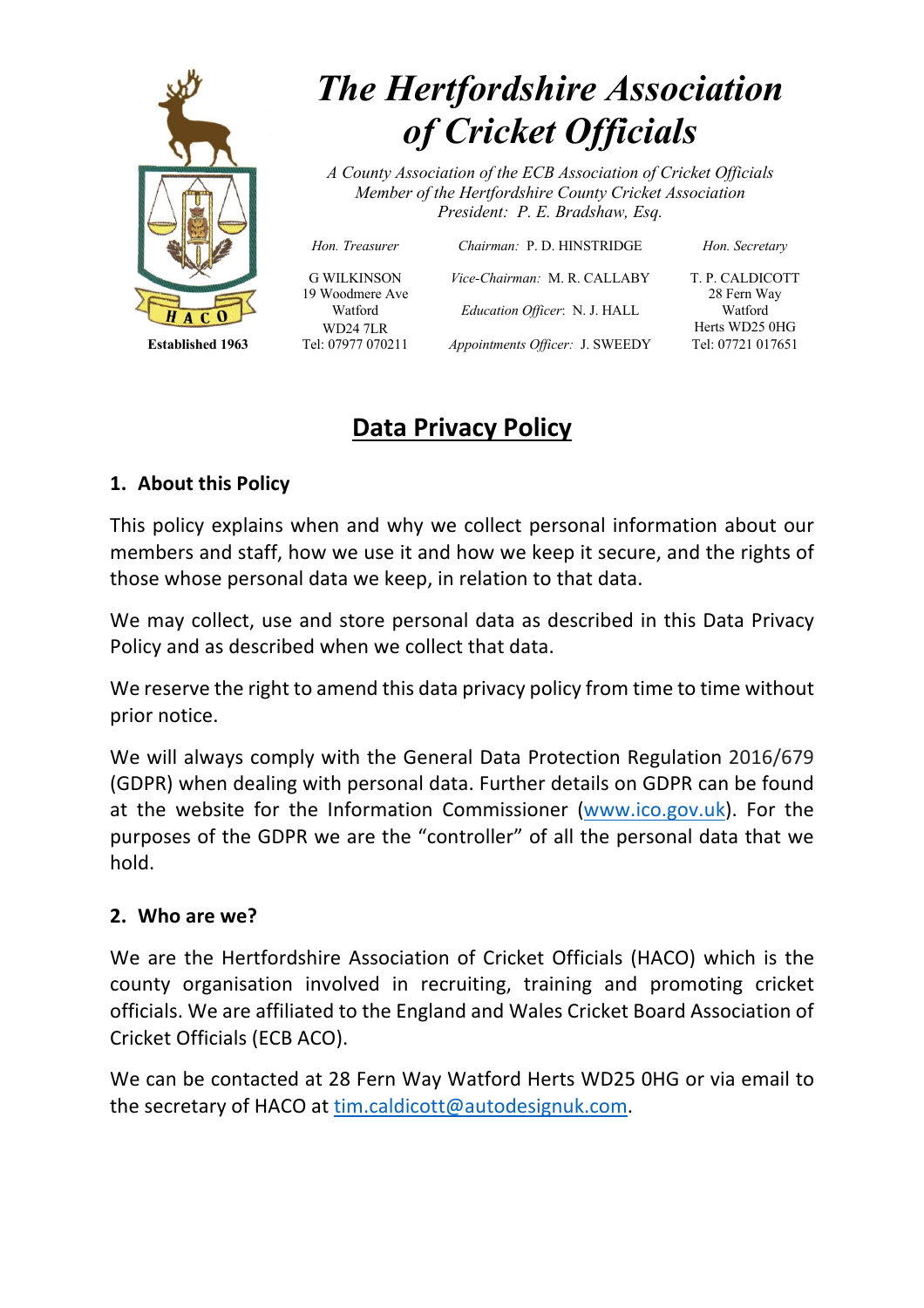# The Hertfordshire Association of Cricket Officials

*A County Association of the ECB Association of Cricket Officials*
*Member of the Hertfordshire County Cricket Association*
*President: P. E. Bradshaw, Esq.*

HACO
Established 1963

| *Hon. Treasurer* | *Chairman:* P. D. HINSTRIDGE | *Hon. Secretary* |
|---|---|---|
| G WILKINSON<br>19 Woodmere Ave<br>Watford<br>WD24 7LR<br>Tel: 07977 070211 | *Vice-Chairman:* M. R. CALLABY<br>*Education Officer*: N. J. HALL<br>*Appointments Officer:* J. SWEEDY | T. P. CALDICOTT<br>28 Fern Way<br>Watford<br>Herts WD25 0HG<br>Tel: 07721 017651 |

## Data Privacy Policy

### 1. About this Policy

This policy explains when and why we collect personal information about our members and staff, how we use it and how we keep it secure, and the rights of those whose personal data we keep, in relation to that data.

We may collect, use and store personal data as described in this Data Privacy Policy and as described when we collect that data.

We reserve the right to amend this data privacy policy from time to time without prior notice.

We will always comply with the General Data Protection Regulation 2016/679 (GDPR) when dealing with personal data. Further details on GDPR can be found at the website for the Information Commissioner (www.ico.gov.uk). For the purposes of the GDPR we are the "controller" of all the personal data that we hold.

### 2. Who are we?

We are the Hertfordshire Association of Cricket Officials (HACO) which is the county organisation involved in recruiting, training and promoting cricket officials. We are affiliated to the England and Wales Cricket Board Association of Cricket Officials (ECB ACO).

We can be contacted at 28 Fern Way Watford Herts WD25 0HG or via email to the secretary of HACO at tim.caldicott@autodesignuk.com.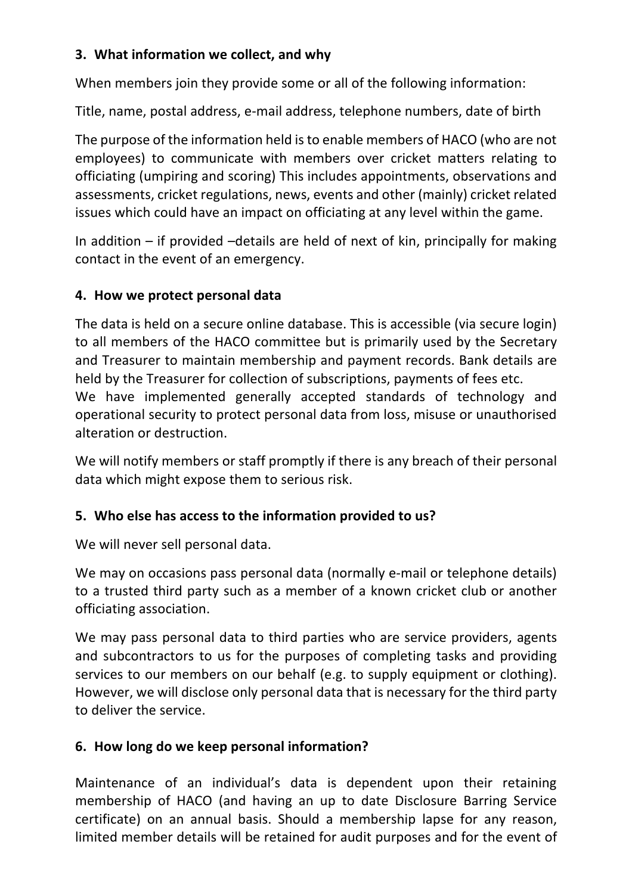## 3. What information we collect, and why

When members join they provide some or all of the following information:

Title, name, postal address, e-mail address, telephone numbers, date of birth

The purpose of the information held is to enable members of HACO (who are not employees) to communicate with members over cricket matters relating to officiating (umpiring and scoring) This includes appointments, observations and assessments, cricket regulations, news, events and other (mainly) cricket related issues which could have an impact on officiating at any level within the game.

In addition – if provided –details are held of next of kin, principally for making contact in the event of an emergency.

## 4. How we protect personal data

The data is held on a secure online database. This is accessible (via secure login) to all members of the HACO committee but is primarily used by the Secretary and Treasurer to maintain membership and payment records. Bank details are held by the Treasurer for collection of subscriptions, payments of fees etc.
We have implemented generally accepted standards of technology and operational security to protect personal data from loss, misuse or unauthorised alteration or destruction.

We will notify members or staff promptly if there is any breach of their personal data which might expose them to serious risk.

## 5. Who else has access to the information provided to us?

We will never sell personal data.

We may on occasions pass personal data (normally e-mail or telephone details) to a trusted third party such as a member of a known cricket club or another officiating association.

We may pass personal data to third parties who are service providers, agents and subcontractors to us for the purposes of completing tasks and providing services to our members on our behalf (e.g. to supply equipment or clothing). However, we will disclose only personal data that is necessary for the third party to deliver the service.

## 6. How long do we keep personal information?

Maintenance of an individual's data is dependent upon their retaining membership of HACO (and having an up to date Disclosure Barring Service certificate) on an annual basis. Should a membership lapse for any reason, limited member details will be retained for audit purposes and for the event of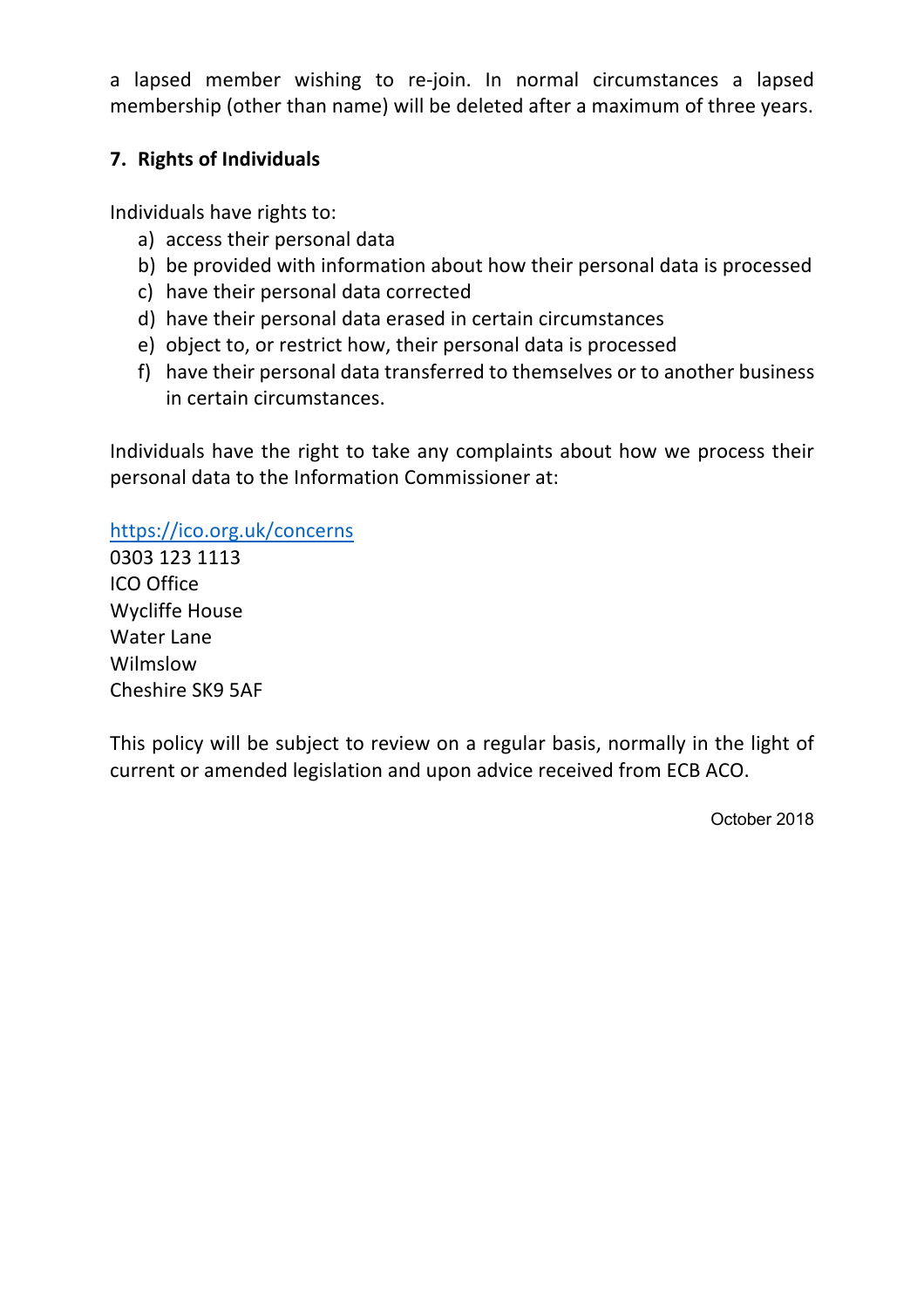a lapsed member wishing to re-join. In normal circumstances a lapsed membership (other than name) will be deleted after a maximum of three years.

## 7. Rights of Individuals

Individuals have rights to:

a) access their personal data
b) be provided with information about how their personal data is processed
c) have their personal data corrected
d) have their personal data erased in certain circumstances
e) object to, or restrict how, their personal data is processed
f) have their personal data transferred to themselves or to another business in certain circumstances.

Individuals have the right to take any complaints about how we process their personal data to the Information Commissioner at:

https://ico.org.uk/concerns
0303 123 1113
ICO Office
Wycliffe House
Water Lane
Wilmslow
Cheshire SK9 5AF

This policy will be subject to review on a regular basis, normally in the light of current or amended legislation and upon advice received from ECB ACO.

October 2018